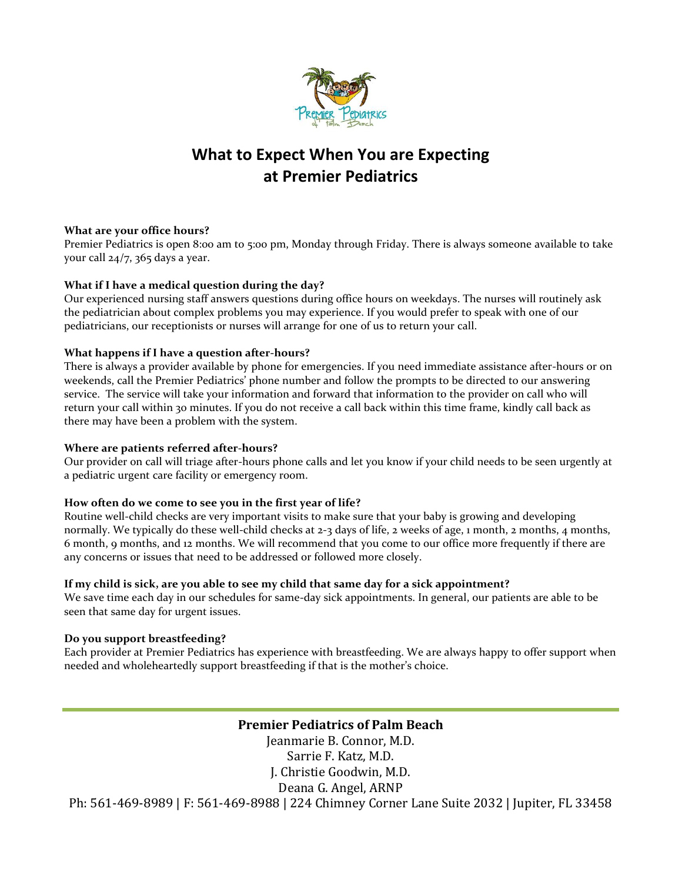# What to Expect When You are Expecting at Premier Pediatrics

**What are your office hours?**
Premier Pediatrics is open 8:00 am to 5:00 pm, Monday through Friday. There is always someone available to take your call 24/7, 365 days a year.

**What if I have a medical question during the day?**
Our experienced nursing staff answers questions during office hours on weekdays. The nurses will routinely ask the pediatrician about complex problems you may experience. If you would prefer to speak with one of our pediatricians, our receptionists or nurses will arrange for one of us to return your call.

**What happens if I have a question after-hours?**
There is always a provider available by phone for emergencies. If you need immediate assistance after-hours or on weekends, call the Premier Pediatrics' phone number and follow the prompts to be directed to our answering service. The service will take your information and forward that information to the provider on call who will return your call within 30 minutes. If you do not receive a call back within this time frame, kindly call back as there may have been a problem with the system.

**Where are patients referred after-hours?**
Our provider on call will triage after-hours phone calls and let you know if your child needs to be seen urgently at a pediatric urgent care facility or emergency room.

**How often do we come to see you in the first year of life?**
Routine well-child checks are very important visits to make sure that your baby is growing and developing normally. We typically do these well-child checks at 2-3 days of life, 2 weeks of age, 1 month, 2 months, 4 months, 6 month, 9 months, and 12 months. We will recommend that you come to our office more frequently if there are any concerns or issues that need to be addressed or followed more closely.

**If my child is sick, are you able to see my child that same day for a sick appointment?**
We save time each day in our schedules for same-day sick appointments. In general, our patients are able to be seen that same day for urgent issues.

**Do you support breastfeeding?**
Each provider at Premier Pediatrics has experience with breastfeeding. We are always happy to offer support when needed and wholeheartedly support breastfeeding if that is the mother's choice.

---

**Premier Pediatrics of Palm Beach**
Jeanmarie B. Connor, M.D.
Sarrie F. Katz, M.D.
J. Christie Goodwin, M.D.
Deana G. Angel, ARNP
Ph: 561-469-8989 | F: 561-469-8988 | 224 Chimney Corner Lane Suite 2032 | Jupiter, FL 33458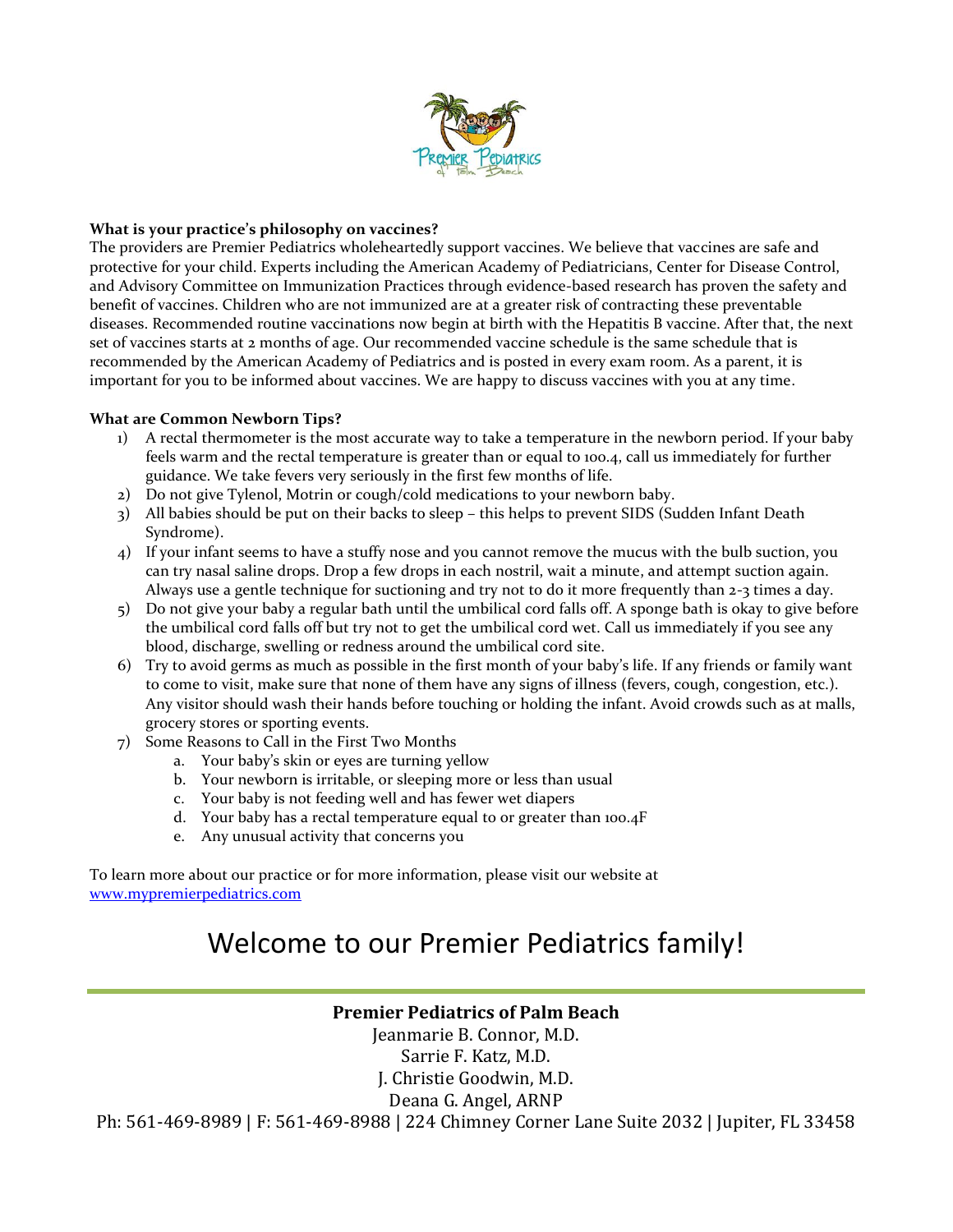**What is your practice's philosophy on vaccines?**
The providers are Premier Pediatrics wholeheartedly support vaccines. We believe that vaccines are safe and protective for your child. Experts including the American Academy of Pediatricians, Center for Disease Control, and Advisory Committee on Immunization Practices through evidence-based research has proven the safety and benefit of vaccines. Children who are not immunized are at a greater risk of contracting these preventable diseases. Recommended routine vaccinations now begin at birth with the Hepatitis B vaccine. After that, the next set of vaccines starts at 2 months of age. Our recommended vaccine schedule is the same schedule that is recommended by the American Academy of Pediatrics and is posted in every exam room. As a parent, it is important for you to be informed about vaccines. We are happy to discuss vaccines with you at any time.

**What are Common Newborn Tips?**

1) A rectal thermometer is the most accurate way to take a temperature in the newborn period. If your baby feels warm and the rectal temperature is greater than or equal to 100.4, call us immediately for further guidance. We take fevers very seriously in the first few months of life.
2) Do not give Tylenol, Motrin or cough/cold medications to your newborn baby.
3) All babies should be put on their backs to sleep – this helps to prevent SIDS (Sudden Infant Death Syndrome).
4) If your infant seems to have a stuffy nose and you cannot remove the mucus with the bulb suction, you can try nasal saline drops. Drop a few drops in each nostril, wait a minute, and attempt suction again. Always use a gentle technique for suctioning and try not to do it more frequently than 2-3 times a day.
5) Do not give your baby a regular bath until the umbilical cord falls off. A sponge bath is okay to give before the umbilical cord falls off but try not to get the umbilical cord wet. Call us immediately if you see any blood, discharge, swelling or redness around the umbilical cord site.
6) Try to avoid germs as much as possible in the first month of your baby's life. If any friends or family want to come to visit, make sure that none of them have any signs of illness (fevers, cough, congestion, etc.). Any visitor should wash their hands before touching or holding the infant. Avoid crowds such as at malls, grocery stores or sporting events.
7) Some Reasons to Call in the First Two Months
   a. Your baby's skin or eyes are turning yellow
   b. Your newborn is irritable, or sleeping more or less than usual
   c. Your baby is not feeding well and has fewer wet diapers
   d. Your baby has a rectal temperature equal to or greater than 100.4F
   e. Any unusual activity that concerns you

To learn more about our practice or for more information, please visit our website at [www.mypremierpediatrics.com](http://www.mypremierpediatrics.com)

# Welcome to our Premier Pediatrics family!

---

**Premier Pediatrics of Palm Beach**
Jeanmarie B. Connor, M.D.
Sarrie F. Katz, M.D.
J. Christie Goodwin, M.D.
Deana G. Angel, ARNP
Ph: 561-469-8989 | F: 561-469-8988 | 224 Chimney Corner Lane Suite 2032 | Jupiter, FL 33458